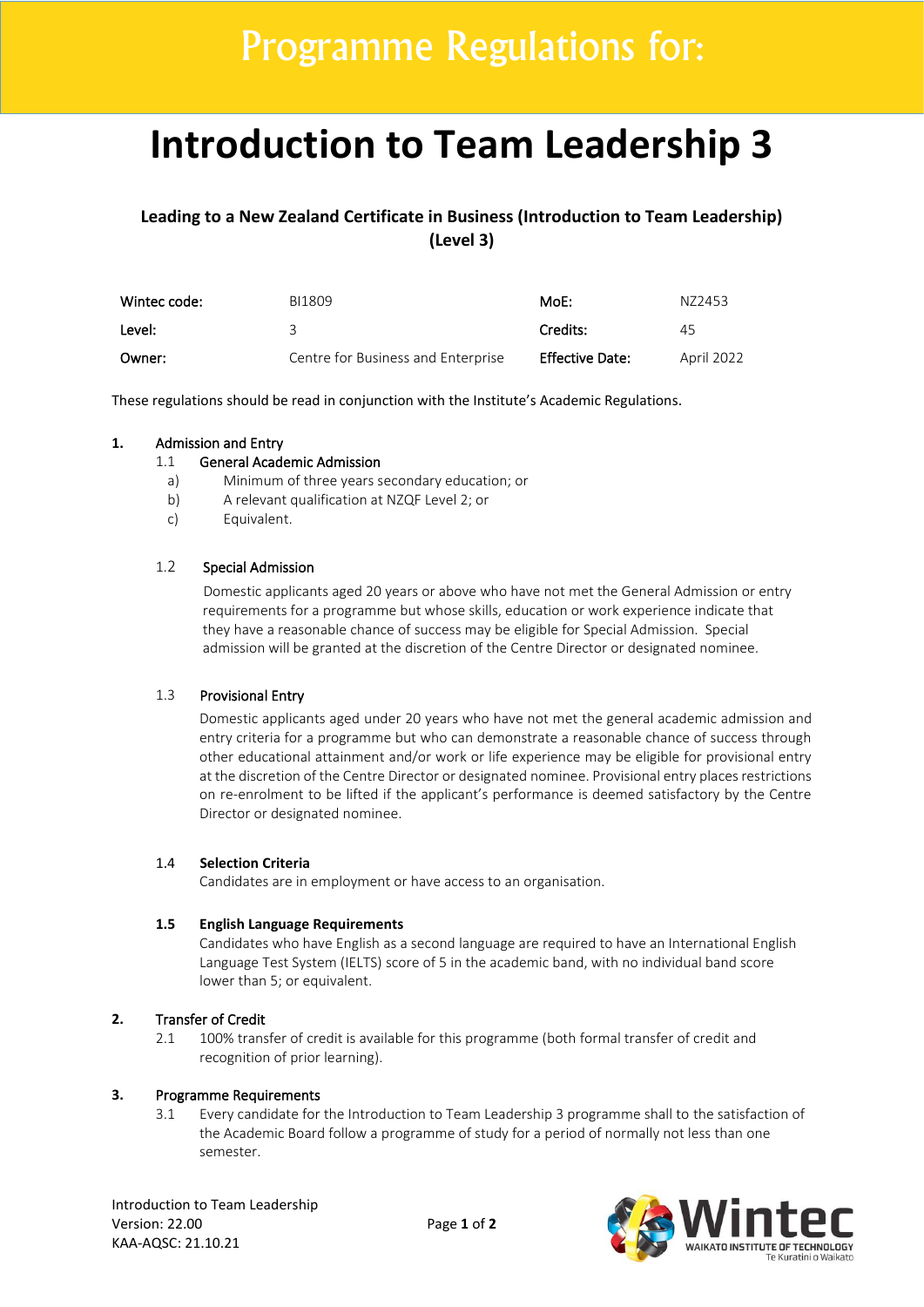# Programme Regulations for:

# Introduction to Team Leadership 3

### Leading to a New Zealand Certificate in Business (Introduction to Team Leadership) (Level 3)

| | | | |
|---|---|---|---|
| **Wintec code:** | BI1809 | **MoE:** | NZ2453 |
| **Level:** | 3 | **Credits:** | 45 |
| **Owner:** | Centre for Business and Enterprise | **Effective Date:** | April 2022 |

These regulations should be read in conjunction with the Institute's Academic Regulations.

**1. Admission and Entry**

1.1 General Academic Admission

a) Minimum of three years secondary education; or

b) A relevant qualification at NZQF Level 2; or

c) Equivalent.

1.2 Special Admission

Domestic applicants aged 20 years or above who have not met the General Admission or entry requirements for a programme but whose skills, education or work experience indicate that they have a reasonable chance of success may be eligible for Special Admission. Special admission will be granted at the discretion of the Centre Director or designated nominee.

1.3 Provisional Entry

Domestic applicants aged under 20 years who have not met the general academic admission and entry criteria for a programme but who can demonstrate a reasonable chance of success through other educational attainment and/or work or life experience may be eligible for provisional entry at the discretion of the Centre Director or designated nominee. Provisional entry places restrictions on re-enrolment to be lifted if the applicant's performance is deemed satisfactory by the Centre Director or designated nominee.

1.4 **Selection Criteria**

Candidates are in employment or have access to an organisation.

**1.5 English Language Requirements**

Candidates who have English as a second language are required to have an International English Language Test System (IELTS) score of 5 in the academic band, with no individual band score lower than 5; or equivalent.

**2. Transfer of Credit**

2.1 100% transfer of credit is available for this programme (both formal transfer of credit and recognition of prior learning).

**3. Programme Requirements**

3.1 Every candidate for the Introduction to Team Leadership 3 programme shall to the satisfaction of the Academic Board follow a programme of study for a period of normally not less than one semester.

Introduction to Team Leadership
Version: 22.00
KAA-AQSC: 21.10.21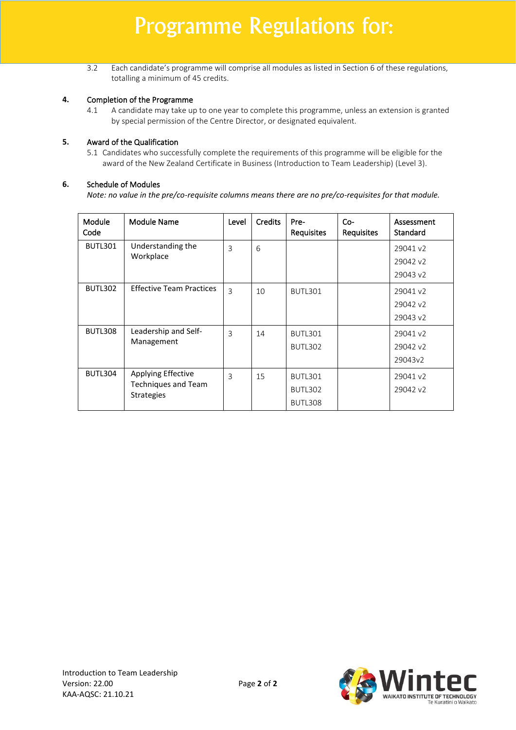3.2 Each candidate's programme will comprise all modules as listed in Section 6 of these regulations, totalling a minimum of 45 credits.

## 4. Completion of the Programme

4.1 A candidate may take up to one year to complete this programme, unless an extension is granted by special permission of the Centre Director, or designated equivalent.

## 5. Award of the Qualification

5.1 Candidates who successfully complete the requirements of this programme will be eligible for the award of the New Zealand Certificate in Business (Introduction to Team Leadership) (Level 3).

## 6. Schedule of Modules

*Note: no value in the pre/co-requisite columns means there are no pre/co-requisites for that module.*

| Module Code | Module Name | Level | Credits | Pre-Requisites | Co-Requisites | Assessment Standard |
|---|---|---|---|---|---|---|
| BUTL301 | Understanding the Workplace | 3 | 6 | | | 29041 v2<br>29042 v2<br>29043 v2 |
| BUTL302 | Effective Team Practices | 3 | 10 | BUTL301 | | 29041 v2<br>29042 v2<br>29043 v2 |
| BUTL308 | Leadership and Self-Management | 3 | 14 | BUTL301<br>BUTL302 | | 29041 v2<br>29042 v2<br>29043v2 |
| BUTL304 | Applying Effective Techniques and Team Strategies | 3 | 15 | BUTL301<br>BUTL302<br>BUTL308 | | 29041 v2<br>29042 v2 |